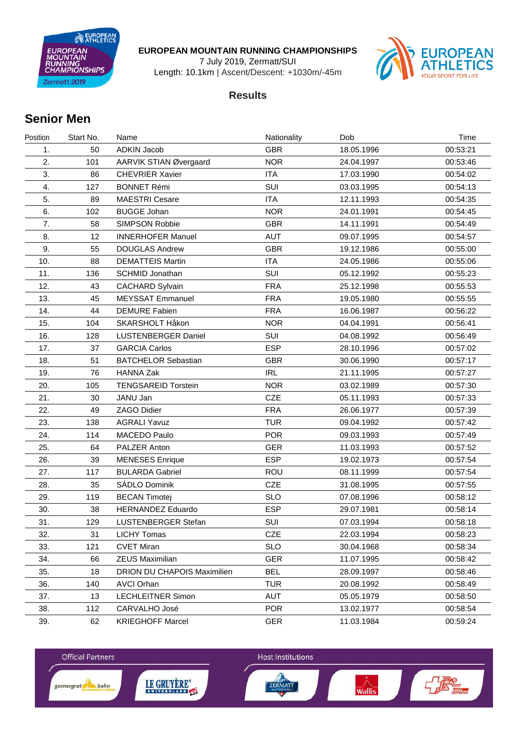**EUROPEAN MOUNTAIN RUNNING CHAMPIONSHIPS**

7 July 2019, Zermatt/SUI

Length: 10.1km | Ascent/Descent: +1030m/-45m

**Results**

## Senior Men

| Position | Start No. | Name | Nationality | Dob | Time |
|---|---|---|---|---|---|
| 1. | 50 | ADKIN Jacob | GBR | 18.05.1996 | 00:53:21 |
| 2. | 101 | AARVIK STIAN Øvergaard | NOR | 24.04.1997 | 00:53:46 |
| 3. | 86 | CHEVRIER Xavier | ITA | 17.03.1990 | 00:54:02 |
| 4. | 127 | BONNET Rémi | SUI | 03.03.1995 | 00:54:13 |
| 5. | 89 | MAESTRI Cesare | ITA | 12.11.1993 | 00:54:35 |
| 6. | 102 | BUGGE Johan | NOR | 24.01.1991 | 00:54:45 |
| 7. | 58 | SIMPSON Robbie | GBR | 14.11.1991 | 00:54:49 |
| 8. | 12 | INNERHOFER Manuel | AUT | 09.07.1995 | 00:54:57 |
| 9. | 55 | DOUGLAS Andrew | GBR | 19.12.1986 | 00:55:00 |
| 10. | 88 | DEMATTEIS Martin | ITA | 24.05.1986 | 00:55:06 |
| 11. | 136 | SCHMID Jonathan | SUI | 05.12.1992 | 00:55:23 |
| 12. | 43 | CACHARD Sylvain | FRA | 25.12.1998 | 00:55:53 |
| 13. | 45 | MEYSSAT Emmanuel | FRA | 19.05.1980 | 00:55:55 |
| 14. | 44 | DEMURE Fabien | FRA | 16.06.1987 | 00:56:22 |
| 15. | 104 | SKARSHOLT Håkon | NOR | 04.04.1991 | 00:56:41 |
| 16. | 128 | LUSTENBERGER Daniel | SUI | 04.08.1992 | 00:56:49 |
| 17. | 37 | GARCIA Carlos | ESP | 28.10.1996 | 00:57:02 |
| 18. | 51 | BATCHELOR Sebastian | GBR | 30.06.1990 | 00:57:17 |
| 19. | 76 | HANNA Zak | IRL | 21.11.1995 | 00:57:27 |
| 20. | 105 | TENGSAREID Torstein | NOR | 03.02.1989 | 00:57:30 |
| 21. | 30 | JANU Jan | CZE | 05.11.1993 | 00:57:33 |
| 22. | 49 | ZAGO Didier | FRA | 26.06.1977 | 00:57:39 |
| 23. | 138 | AGRALI Yavuz | TUR | 09.04.1992 | 00:57:42 |
| 24. | 114 | MACEDO Paulo | POR | 09.03.1993 | 00:57:49 |
| 25. | 64 | PALZER Anton | GER | 11.03.1993 | 00:57:52 |
| 26. | 39 | MENESES Enrique | ESP | 19.02.1973 | 00:57:54 |
| 27. | 117 | BULARDA Gabriel | ROU | 08.11.1999 | 00:57:54 |
| 28. | 35 | SÁDLO Dominik | CZE | 31.08.1995 | 00:57:55 |
| 29. | 119 | BECAN Timotej | SLO | 07.08.1996 | 00:58:12 |
| 30. | 38 | HERNANDEZ Eduardo | ESP | 29.07.1981 | 00:58:14 |
| 31. | 129 | LUSTENBERGER Stefan | SUI | 07.03.1994 | 00:58:18 |
| 32. | 31 | LICHY Tomas | CZE | 22.03.1994 | 00:58:23 |
| 33. | 121 | CVET Miran | SLO | 30.04.1968 | 00:58:34 |
| 34. | 66 | ZEUS Maximilian | GER | 11.07.1995 | 00:58:42 |
| 35. | 18 | DRION DU CHAPOIS Maximilien | BEL | 28.09.1997 | 00:58:46 |
| 36. | 140 | AVCI Orhan | TUR | 20.08.1992 | 00:58:49 |
| 37. | 13 | LECHLEITNER Simon | AUT | 05.05.1979 | 00:58:50 |
| 38. | 112 | CARVALHO José | POR | 13.02.1977 | 00:58:54 |
| 39. | 62 | KRIEGHOFF Marcel | GER | 11.03.1984 | 00:59:24 |

Official Partners

Host Institutions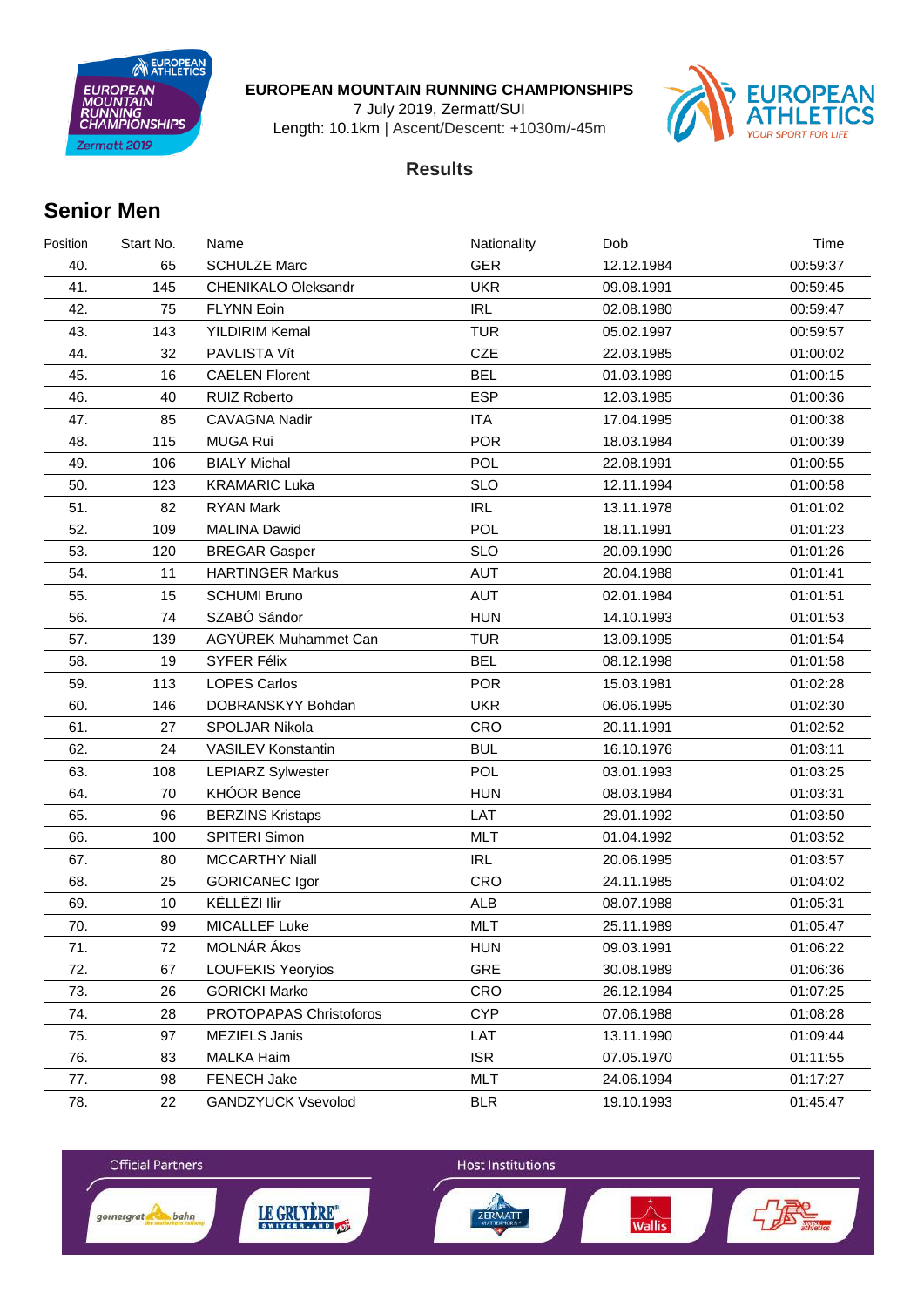**EUROPEAN MOUNTAIN RUNNING CHAMPIONSHIPS**

7 July 2019, Zermatt/SUI

Length: 10.1km | Ascent/Descent: +1030m/-45m

**Results**

## Senior Men

| Position | Start No. | Name | Nationality | Dob | Time |
|---|---|---|---|---|---|
| 40. | 65 | SCHULZE Marc | GER | 12.12.1984 | 00:59:37 |
| 41. | 145 | CHENIKALO Oleksandr | UKR | 09.08.1991 | 00:59:45 |
| 42. | 75 | FLYNN Eoin | IRL | 02.08.1980 | 00:59:47 |
| 43. | 143 | YILDIRIM Kemal | TUR | 05.02.1997 | 00:59:57 |
| 44. | 32 | PAVLISTA Vít | CZE | 22.03.1985 | 01:00:02 |
| 45. | 16 | CAELEN Florent | BEL | 01.03.1989 | 01:00:15 |
| 46. | 40 | RUIZ Roberto | ESP | 12.03.1985 | 01:00:36 |
| 47. | 85 | CAVAGNA Nadir | ITA | 17.04.1995 | 01:00:38 |
| 48. | 115 | MUGA Rui | POR | 18.03.1984 | 01:00:39 |
| 49. | 106 | BIALY Michal | POL | 22.08.1991 | 01:00:55 |
| 50. | 123 | KRAMARIC Luka | SLO | 12.11.1994 | 01:00:58 |
| 51. | 82 | RYAN Mark | IRL | 13.11.1978 | 01:01:02 |
| 52. | 109 | MALINA Dawid | POL | 18.11.1991 | 01:01:23 |
| 53. | 120 | BREGAR Gasper | SLO | 20.09.1990 | 01:01:26 |
| 54. | 11 | HARTINGER Markus | AUT | 20.04.1988 | 01:01:41 |
| 55. | 15 | SCHUMI Bruno | AUT | 02.01.1984 | 01:01:51 |
| 56. | 74 | SZABÓ Sándor | HUN | 14.10.1993 | 01:01:53 |
| 57. | 139 | AGYÜREK Muhammet Can | TUR | 13.09.1995 | 01:01:54 |
| 58. | 19 | SYFER Félix | BEL | 08.12.1998 | 01:01:58 |
| 59. | 113 | LOPES Carlos | POR | 15.03.1981 | 01:02:28 |
| 60. | 146 | DOBRANSKYY Bohdan | UKR | 06.06.1995 | 01:02:30 |
| 61. | 27 | SPOLJAR Nikola | CRO | 20.11.1991 | 01:02:52 |
| 62. | 24 | VASILEV Konstantin | BUL | 16.10.1976 | 01:03:11 |
| 63. | 108 | LEPIARZ Sylwester | POL | 03.01.1993 | 01:03:25 |
| 64. | 70 | KHÓOR Bence | HUN | 08.03.1984 | 01:03:31 |
| 65. | 96 | BERZINS Kristaps | LAT | 29.01.1992 | 01:03:50 |
| 66. | 100 | SPITERI Simon | MLT | 01.04.1992 | 01:03:52 |
| 67. | 80 | MCCARTHY Niall | IRL | 20.06.1995 | 01:03:57 |
| 68. | 25 | GORICANEC Igor | CRO | 24.11.1985 | 01:04:02 |
| 69. | 10 | KËLLËZI Ilir | ALB | 08.07.1988 | 01:05:31 |
| 70. | 99 | MICALLEF Luke | MLT | 25.11.1989 | 01:05:47 |
| 71. | 72 | MOLNÁR Ákos | HUN | 09.03.1991 | 01:06:22 |
| 72. | 67 | LOUFEKIS Yeoryios | GRE | 30.08.1989 | 01:06:36 |
| 73. | 26 | GORICKI Marko | CRO | 26.12.1984 | 01:07:25 |
| 74. | 28 | PROTOPAPAS Christoforos | CYP | 07.06.1988 | 01:08:28 |
| 75. | 97 | MEZIELS Janis | LAT | 13.11.1990 | 01:09:44 |
| 76. | 83 | MALKA Haim | ISR | 07.05.1970 | 01:11:55 |
| 77. | 98 | FENECH Jake | MLT | 24.06.1994 | 01:17:27 |
| 78. | 22 | GANDZYUCK Vsevolod | BLR | 19.10.1993 | 01:45:47 |

Official Partners

Host Institutions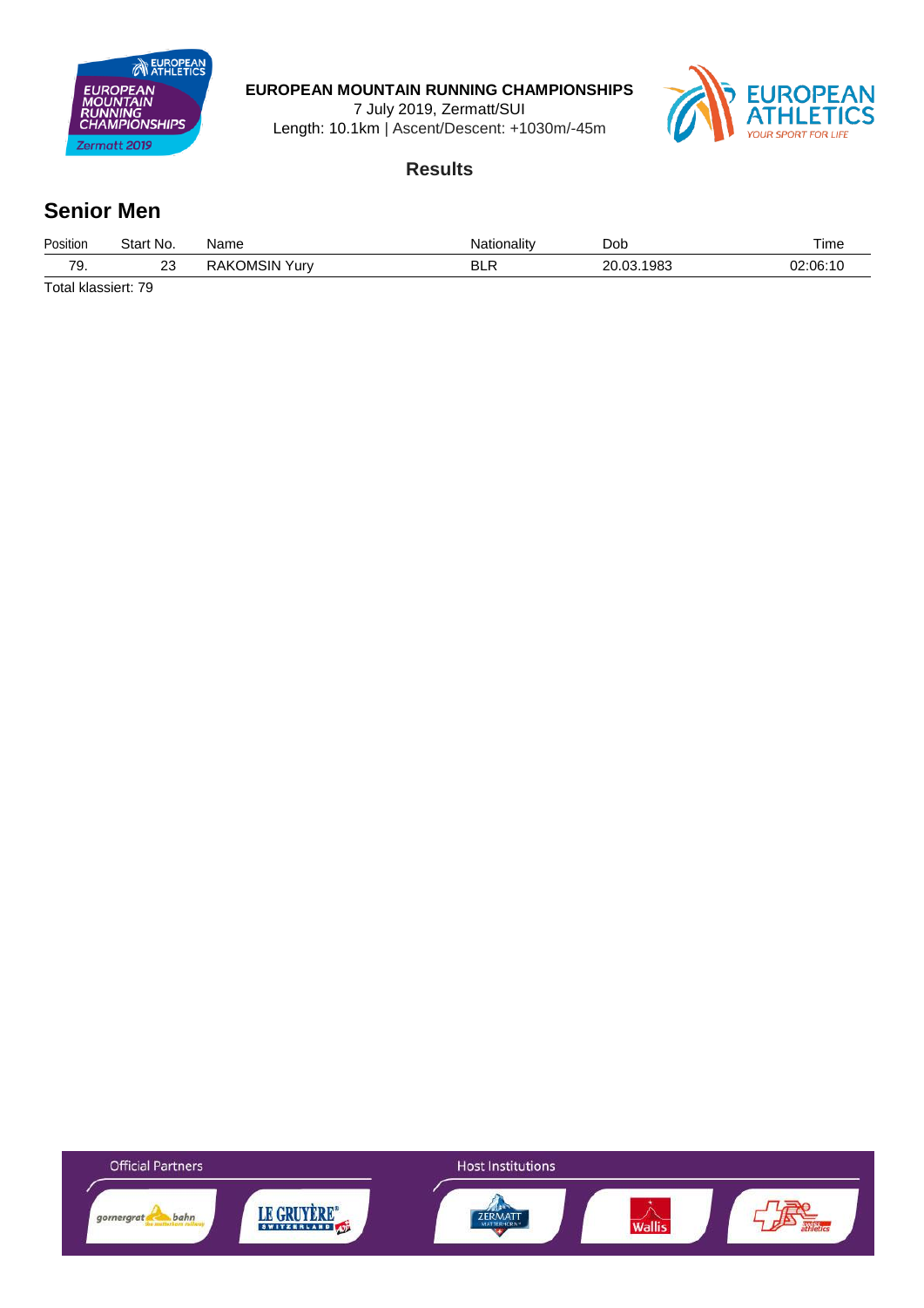**EUROPEAN MOUNTAIN RUNNING CHAMPIONSHIPS**
7 July 2019, Zermatt/SUI
Length: 10.1km | Ascent/Descent: +1030m/-45m

**Results**

## Senior Men

| Position | Start No. | Name | Nationality | Dob | Time |
|---|---|---|---|---|---|
| 79. | 23 | RAKOMSIN Yury | BLR | 20.03.1983 | 02:06:10 |

Total klassiert: 79

Official Partners

Host Institutions